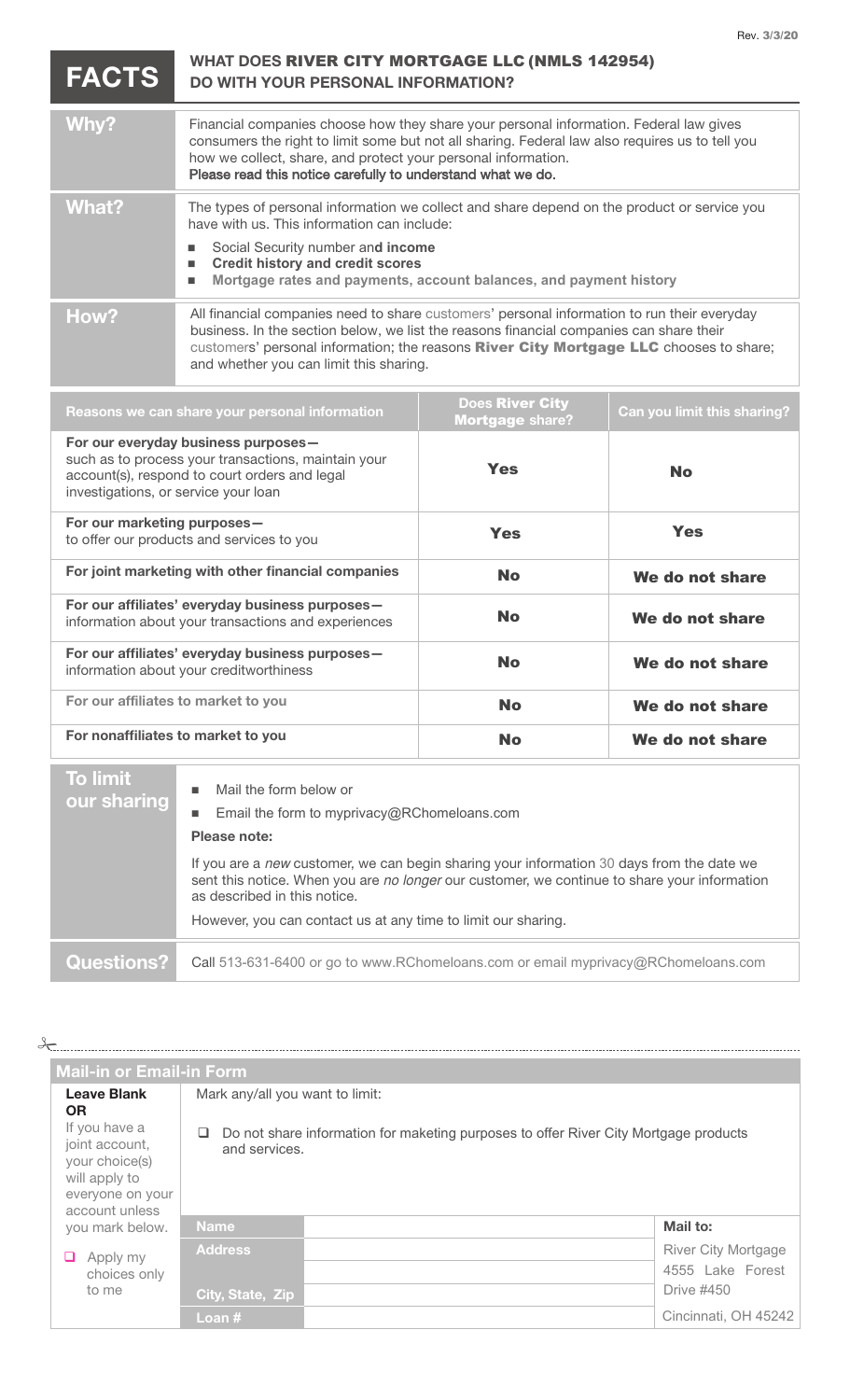Rev. 3/3/20

# FACTS — WHAT DOES RIVER CITY MORTGAGE LLC (NMLS 142954) DO WITH YOUR PERSONAL INFORMATION?

| | |
|---|---|
| **Why?** | Financial companies choose how they share your personal information. Federal law gives consumers the right to limit some but not all sharing. Federal law also requires us to tell you how we collect, share, and protect your personal information. **Please read this notice carefully to understand what we do.** |
| **What?** | The types of personal information we collect and share depend on the product or service you have with us. This information can include: <br>■ Social Security number an**d income** <br>■ **Credit history and credit scores** <br>■ **Mortgage rates and payments, account balances, and payment history** |
| **How?** | All financial companies need to share customers' personal information to run their everyday business. In the section below, we list the reasons financial companies can share their customers' personal information; the reasons **River City Mortgage LLC** chooses to share; and whether you can limit this sharing. |

| Reasons we can share your personal information | Does River City Mortgage share? | Can you limit this sharing? |
|---|---|---|
| **For our everyday business purposes—** such as to process your transactions, maintain your account(s), respond to court orders and legal investigations, or service your loan | **Yes** | **No** |
| **For our marketing purposes—** to offer our products and services to you | **Yes** | **Yes** |
| **For joint marketing with other financial companies** | **No** | **We do not share** |
| **For our affiliates' everyday business purposes—** information about your transactions and experiences | **No** | **We do not share** |
| **For our affiliates' everyday business purposes—** information about your creditworthiness | **No** | **We do not share** |
| **For our affiliates to market to you** | **No** | **We do not share** |
| **For nonaffiliates to market to you** | **No** | **We do not share** |

| | |
|---|---|
| **To limit our sharing** | ■ Mail the form below or <br>■ Email the form to myprivacy@RChomeloans.com <br>**Please note:** <br>If you are a *new* customer, we can begin sharing your information 30 days from the date we sent this notice. When you are *no longer* our customer, we continue to share your information as described in this notice. <br>However, you can contact us at any time to limit our sharing. |
| **Questions?** | Call 513-631-6400 or go to www.RChomeloans.com or email myprivacy@RChomeloans.com |

---

## Mail-in or Email-in Form

**Leave Blank OR**

If you have a joint account, your choice(s) will apply to everyone on your account unless you mark below.

❑ Apply my choices only to me

Mark any/all you want to limit:

❑ Do not share information for maketing purposes to offer River City Mortgage products and services.

| | | |
|---|---|---|
| **Name** | | **Mail to:** |
| **Address** | | River City Mortgage |
| | | 4555 Lake Forest Drive #450 |
| **City, State, Zip** | | |
| **Loan #** | | Cincinnati, OH 45242 |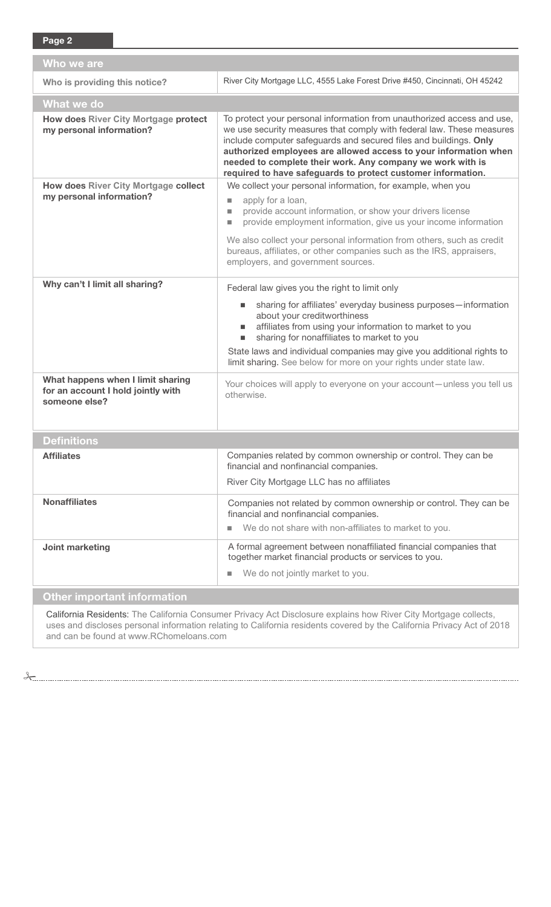## Who we are

| | |
|---|---|
| **Who is providing this notice?** | River City Mortgage LLC, 4555 Lake Forest Drive #450, Cincinnati, OH 45242 |

## What we do

| | |
|---|---|
| **How does River City Mortgage protect my personal information?** | To protect your personal information from unauthorized access and use, we use security measures that comply with federal law. These measures include computer safeguards and secured files and buildings. **Only authorized employees are allowed access to your information when needed to complete their work. Any company we work with is required to have safeguards to protect customer information.** |
| **How does River City Mortgage collect my personal information?** | We collect your personal information, for example, when you <br>■ apply for a loan, <br>■ provide account information, or show your drivers license <br>■ provide employment information, give us your income information <br><br>We also collect your personal information from others, such as credit bureaus, affiliates, or other companies such as the IRS, appraisers, employers, and government sources. |
| **Why can't I limit all sharing?** | Federal law gives you the right to limit only <br>■ sharing for affiliates' everyday business purposes—information about your creditworthiness <br>■ affiliates from using your information to market to you <br>■ sharing for nonaffiliates to market to you <br><br>State laws and individual companies may give you additional rights to limit sharing. See below for more on your rights under state law. |
| **What happens when I limit sharing for an account I hold jointly with someone else?** | Your choices will apply to everyone on your account—unless you tell us otherwise. |

## Definitions

| | |
|---|---|
| **Affiliates** | Companies related by common ownership or control. They can be financial and nonfinancial companies. <br><br>River City Mortgage LLC has no affiliates |
| **Nonaffiliates** | Companies not related by common ownership or control. They can be financial and nonfinancial companies. <br>■ We do not share with non-affiliates to market to you. |
| **Joint marketing** | A formal agreement between nonaffiliated financial companies that together market financial products or services to you. <br>■ We do not jointly market to you. |

## Other important information

**California Residents:** The California Consumer Privacy Act Disclosure explains how River City Mortgage collects, uses and discloses personal information relating to California residents covered by the California Privacy Act of 2018 and can be found at www.RChomeloans.com